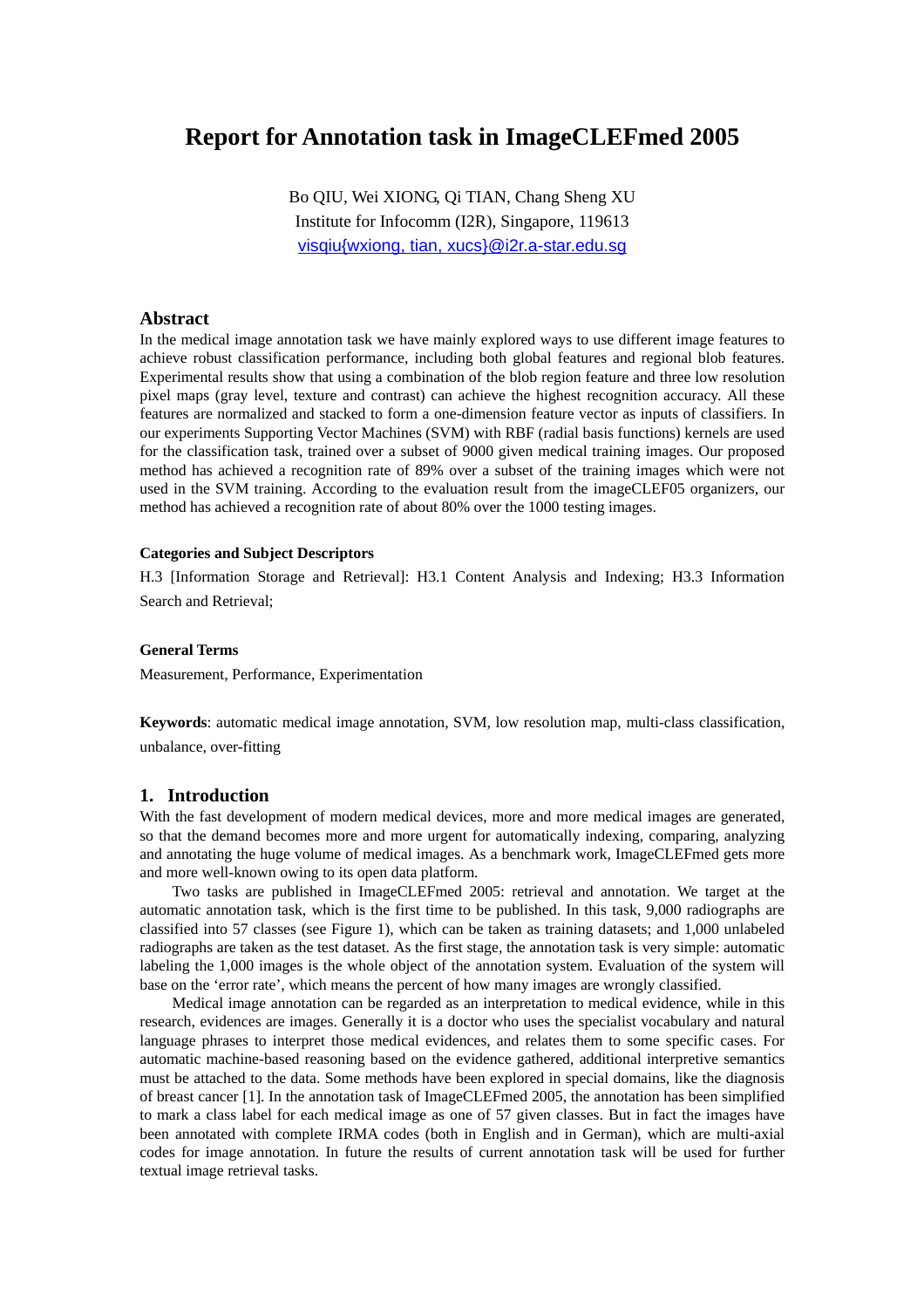# Report for Annotation task in ImageCLEFmed 2005

Bo QIU, Wei XIONG, Qi TIAN, Chang Sheng XU

Institute for Infocomm (I2R), Singapore, 119613

visqiu{wxiong, tian, xucs}@i2r.a-star.edu.sg

## Abstract

In the medical image annotation task we have mainly explored ways to use different image features to achieve robust classification performance, including both global features and regional blob features. Experimental results show that using a combination of the blob region feature and three low resolution pixel maps (gray level, texture and contrast) can achieve the highest recognition accuracy. All these features are normalized and stacked to form a one-dimension feature vector as inputs of classifiers. In our experiments Supporting Vector Machines (SVM) with RBF (radial basis functions) kernels are used for the classification task, trained over a subset of 9000 given medical training images. Our proposed method has achieved a recognition rate of 89% over a subset of the training images which were not used in the SVM training. According to the evaluation result from the imageCLEF05 organizers, our method has achieved a recognition rate of about 80% over the 1000 testing images.

#### Categories and Subject Descriptors

H.3 [Information Storage and Retrieval]: H3.1 Content Analysis and Indexing; H3.3 Information Search and Retrieval;

#### General Terms

Measurement, Performance, Experimentation

**Keywords**: automatic medical image annotation, SVM, low resolution map, multi-class classification, unbalance, over-fitting

## 1. Introduction

With the fast development of modern medical devices, more and more medical images are generated, so that the demand becomes more and more urgent for automatically indexing, comparing, analyzing and annotating the huge volume of medical images. As a benchmark work, ImageCLEFmed gets more and more well-known owing to its open data platform.

Two tasks are published in ImageCLEFmed 2005: retrieval and annotation. We target at the automatic annotation task, which is the first time to be published. In this task, 9,000 radiographs are classified into 57 classes (see Figure 1), which can be taken as training datasets; and 1,000 unlabeled radiographs are taken as the test dataset. As the first stage, the annotation task is very simple: automatic labeling the 1,000 images is the whole object of the annotation system. Evaluation of the system will base on the 'error rate', which means the percent of how many images are wrongly classified.

Medical image annotation can be regarded as an interpretation to medical evidence, while in this research, evidences are images. Generally it is a doctor who uses the specialist vocabulary and natural language phrases to interpret those medical evidences, and relates them to some specific cases. For automatic machine-based reasoning based on the evidence gathered, additional interpretive semantics must be attached to the data. Some methods have been explored in special domains, like the diagnosis of breast cancer [1]. In the annotation task of ImageCLEFmed 2005, the annotation has been simplified to mark a class label for each medical image as one of 57 given classes. But in fact the images have been annotated with complete IRMA codes (both in English and in German), which are multi-axial codes for image annotation. In future the results of current annotation task will be used for further textual image retrieval tasks.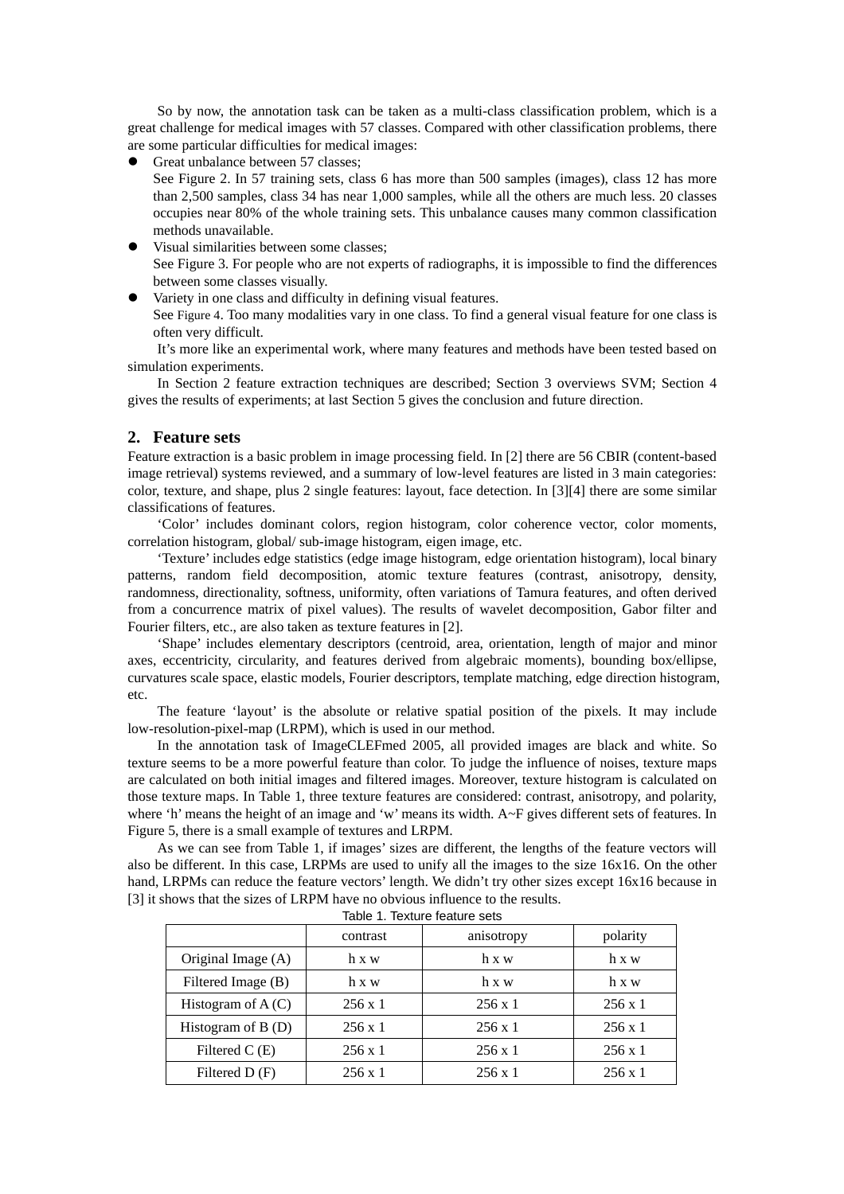So by now, the annotation task can be taken as a multi-class classification problem, which is a great challenge for medical images with 57 classes. Compared with other classification problems, there are some particular difficulties for medical images:

- Great unbalance between 57 classes;
  See Figure 2. In 57 training sets, class 6 has more than 500 samples (images), class 12 has more than 2,500 samples, class 34 has near 1,000 samples, while all the others are much less. 20 classes occupies near 80% of the whole training sets. This unbalance causes many common classification methods unavailable.
- Visual similarities between some classes;
  See Figure 3. For people who are not experts of radiographs, it is impossible to find the differences between some classes visually.
- Variety in one class and difficulty in defining visual features.
  See Figure 4. Too many modalities vary in one class. To find a general visual feature for one class is often very difficult.

It's more like an experimental work, where many features and methods have been tested based on simulation experiments.

In Section 2 feature extraction techniques are described; Section 3 overviews SVM; Section 4 gives the results of experiments; at last Section 5 gives the conclusion and future direction.

## 2. Feature sets

Feature extraction is a basic problem in image processing field. In [2] there are 56 CBIR (content-based image retrieval) systems reviewed, and a summary of low-level features are listed in 3 main categories: color, texture, and shape, plus 2 single features: layout, face detection. In [3][4] there are some similar classifications of features.

'Color' includes dominant colors, region histogram, color coherence vector, color moments, correlation histogram, global/ sub-image histogram, eigen image, etc.

'Texture' includes edge statistics (edge image histogram, edge orientation histogram), local binary patterns, random field decomposition, atomic texture features (contrast, anisotropy, density, randomness, directionality, softness, uniformity, often variations of Tamura features, and often derived from a concurrence matrix of pixel values). The results of wavelet decomposition, Gabor filter and Fourier filters, etc., are also taken as texture features in [2].

'Shape' includes elementary descriptors (centroid, area, orientation, length of major and minor axes, eccentricity, circularity, and features derived from algebraic moments), bounding box/ellipse, curvatures scale space, elastic models, Fourier descriptors, template matching, edge direction histogram, etc.

The feature 'layout' is the absolute or relative spatial position of the pixels. It may include low-resolution-pixel-map (LRPM), which is used in our method.

In the annotation task of ImageCLEFmed 2005, all provided images are black and white. So texture seems to be a more powerful feature than color. To judge the influence of noises, texture maps are calculated on both initial images and filtered images. Moreover, texture histogram is calculated on those texture maps. In Table 1, three texture features are considered: contrast, anisotropy, and polarity, where 'h' means the height of an image and 'w' means its width. A~F gives different sets of features. In Figure 5, there is a small example of textures and LRPM.

As we can see from Table 1, if images' sizes are different, the lengths of the feature vectors will also be different. In this case, LRPMs are used to unify all the images to the size 16x16. On the other hand, LRPMs can reduce the feature vectors' length. We didn't try other sizes except 16x16 because in [3] it shows that the sizes of LRPM have no obvious influence to the results.

Table 1. Texture feature sets

| | contrast | anisotropy | polarity |
|---|---|---|---|
| Original Image (A) | h x w | h x w | h x w |
| Filtered Image (B) | h x w | h x w | h x w |
| Histogram of A (C) | 256 x 1 | 256 x 1 | 256 x 1 |
| Histogram of B (D) | 256 x 1 | 256 x 1 | 256 x 1 |
| Filtered C (E) | 256 x 1 | 256 x 1 | 256 x 1 |
| Filtered D (F) | 256 x 1 | 256 x 1 | 256 x 1 |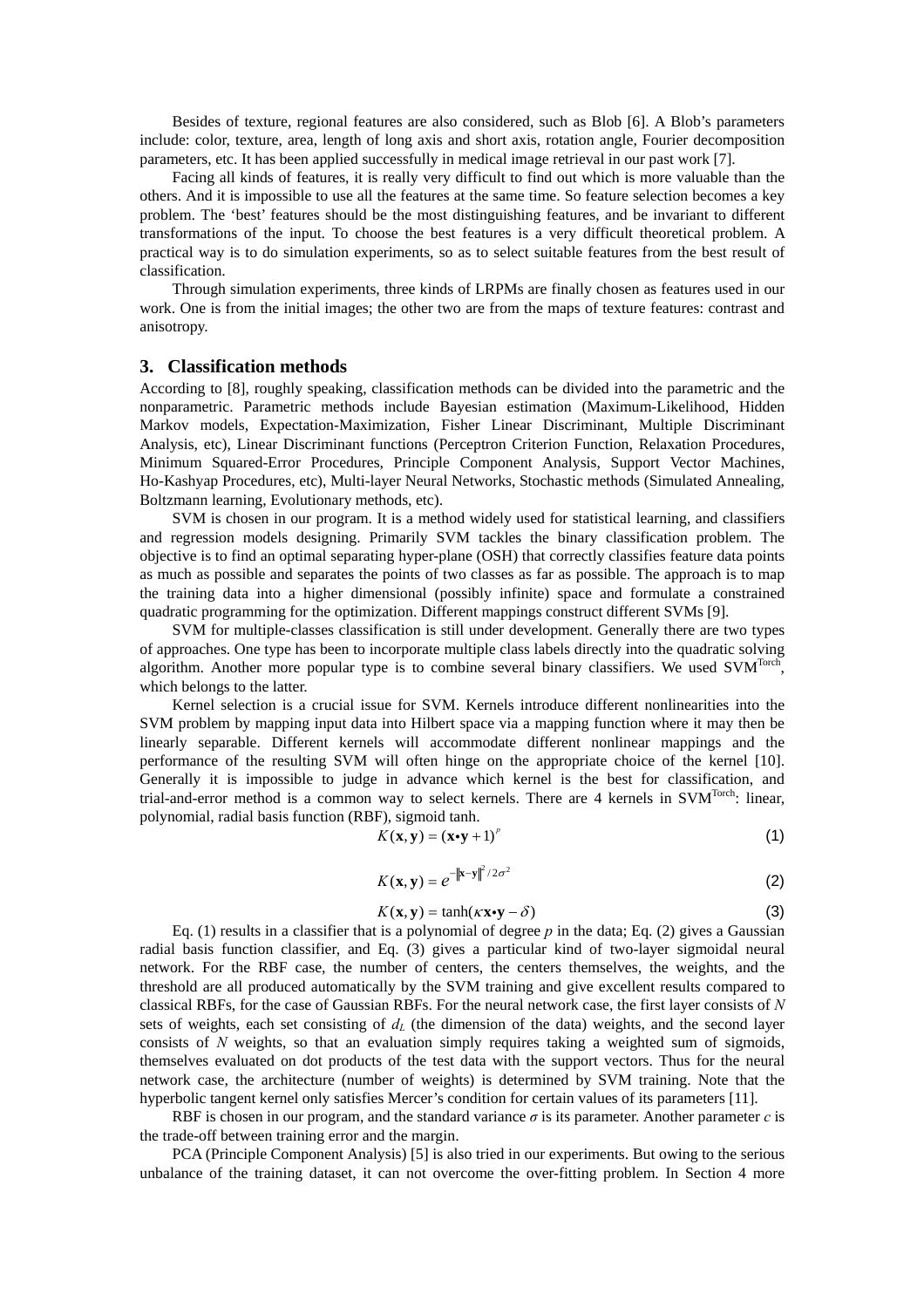Besides of texture, regional features are also considered, such as Blob [6]. A Blob's parameters include: color, texture, area, length of long axis and short axis, rotation angle, Fourier decomposition parameters, etc. It has been applied successfully in medical image retrieval in our past work [7].

Facing all kinds of features, it is really very difficult to find out which is more valuable than the others. And it is impossible to use all the features at the same time. So feature selection becomes a key problem. The 'best' features should be the most distinguishing features, and be invariant to different transformations of the input. To choose the best features is a very difficult theoretical problem. A practical way is to do simulation experiments, so as to select suitable features from the best result of classification.

Through simulation experiments, three kinds of LRPMs are finally chosen as features used in our work. One is from the initial images; the other two are from the maps of texture features: contrast and anisotropy.

## 3. Classification methods

According to [8], roughly speaking, classification methods can be divided into the parametric and the nonparametric. Parametric methods include Bayesian estimation (Maximum-Likelihood, Hidden Markov models, Expectation-Maximization, Fisher Linear Discriminant, Multiple Discriminant Analysis, etc), Linear Discriminant functions (Perceptron Criterion Function, Relaxation Procedures, Minimum Squared-Error Procedures, Principle Component Analysis, Support Vector Machines, Ho-Kashyap Procedures, etc), Multi-layer Neural Networks, Stochastic methods (Simulated Annealing, Boltzmann learning, Evolutionary methods, etc).

SVM is chosen in our program. It is a method widely used for statistical learning, and classifiers and regression models designing. Primarily SVM tackles the binary classification problem. The objective is to find an optimal separating hyper-plane (OSH) that correctly classifies feature data points as much as possible and separates the points of two classes as far as possible. The approach is to map the training data into a higher dimensional (possibly infinite) space and formulate a constrained quadratic programming for the optimization. Different mappings construct different SVMs [9].

SVM for multiple-classes classification is still under development. Generally there are two types of approaches. One type has been to incorporate multiple class labels directly into the quadratic solving algorithm. Another more popular type is to combine several binary classifiers. We used $\mathrm{SVM}^{\mathrm{Torch}}$, which belongs to the latter.

Kernel selection is a crucial issue for SVM. Kernels introduce different nonlinearities into the SVM problem by mapping input data into Hilbert space via a mapping function where it may then be linearly separable. Different kernels will accommodate different nonlinear mappings and the performance of the resulting SVM will often hinge on the appropriate choice of the kernel [10]. Generally it is impossible to judge in advance which kernel is the best for classification, and trial-and-error method is a common way to select kernels. There are 4 kernels in $\mathrm{SVM}^{\mathrm{Torch}}$: linear, polynomial, radial basis function (RBF), sigmoid tanh.

$$K(\mathbf{x}, \mathbf{y}) = (\mathbf{x} \bullet \mathbf{y} + 1)^{p} \tag{1}$$

$$K(\mathbf{x}, \mathbf{y}) = e^{-\|\mathbf{x}-\mathbf{y}\|^{2}/2\sigma^{2}} \tag{2}$$

$$K(\mathbf{x}, \mathbf{y}) = \tanh(\kappa \mathbf{x} \bullet \mathbf{y} - \delta) \tag{3}$$

Eq. (1) results in a classifier that is a polynomial of degree $p$ in the data; Eq. (2) gives a Gaussian radial basis function classifier, and Eq. (3) gives a particular kind of two-layer sigmoidal neural network. For the RBF case, the number of centers, the centers themselves, the weights, and the threshold are all produced automatically by the SVM training and give excellent results compared to classical RBFs, for the case of Gaussian RBFs. For the neural network case, the first layer consists of $N$ sets of weights, each set consisting of $d_L$ (the dimension of the data) weights, and the second layer consists of $N$ weights, so that an evaluation simply requires taking a weighted sum of sigmoids, themselves evaluated on dot products of the test data with the support vectors. Thus for the neural network case, the architecture (number of weights) is determined by SVM training. Note that the hyperbolic tangent kernel only satisfies Mercer's condition for certain values of its parameters [11].

RBF is chosen in our program, and the standard variance $\sigma$ is its parameter. Another parameter $c$ is the trade-off between training error and the margin.

PCA (Principle Component Analysis) [5] is also tried in our experiments. But owing to the serious unbalance of the training dataset, it can not overcome the over-fitting problem. In Section 4 more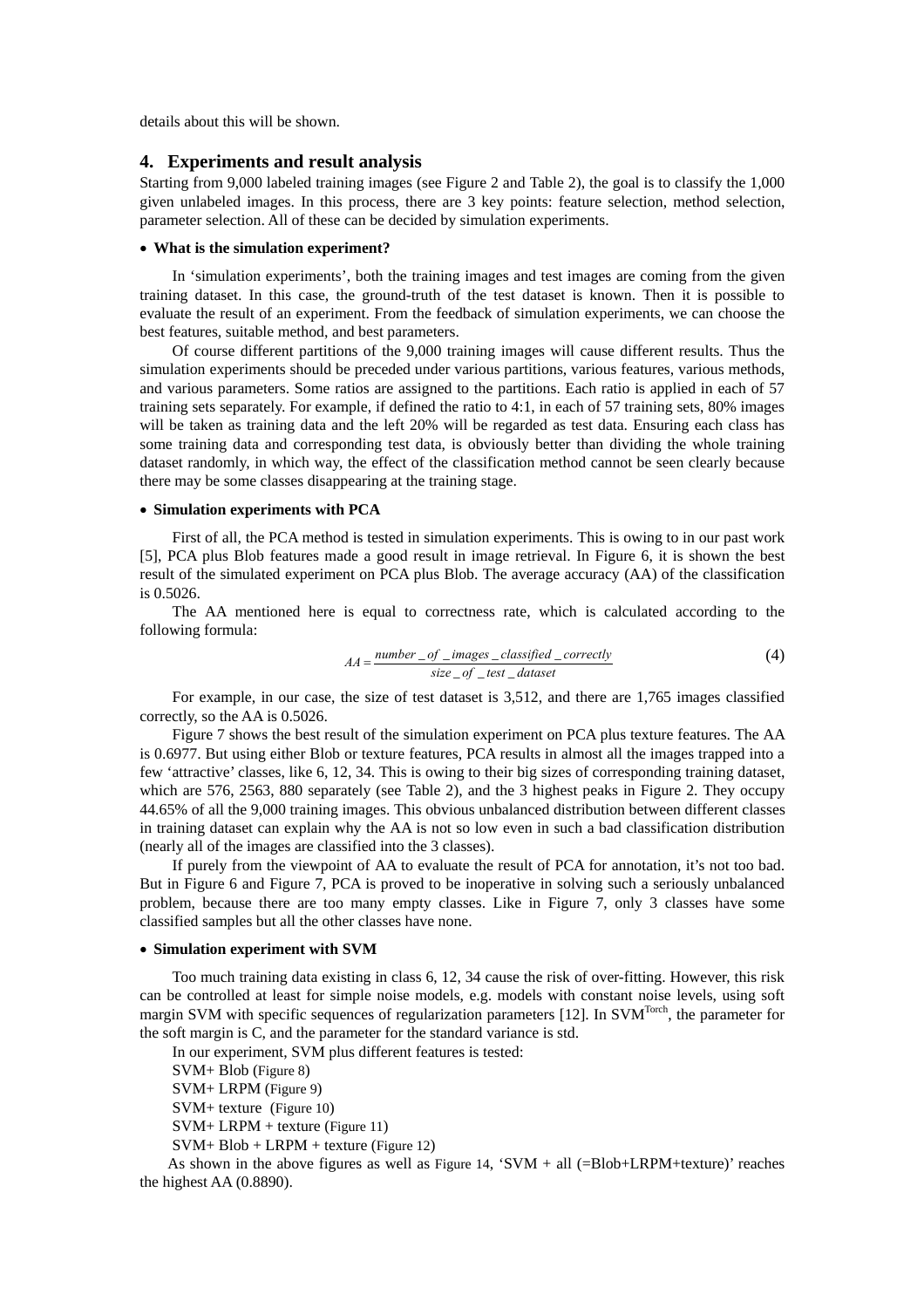details about this will be shown.

## 4. Experiments and result analysis

Starting from 9,000 labeled training images (see Figure 2 and Table 2), the goal is to classify the 1,000 given unlabeled images. In this process, there are 3 key points: feature selection, method selection, parameter selection. All of these can be decided by simulation experiments.

- **What is the simulation experiment?**

In 'simulation experiments', both the training images and test images are coming from the given training dataset. In this case, the ground-truth of the test dataset is known. Then it is possible to evaluate the result of an experiment. From the feedback of simulation experiments, we can choose the best features, suitable method, and best parameters.

Of course different partitions of the 9,000 training images will cause different results. Thus the simulation experiments should be preceded under various partitions, various features, various methods, and various parameters. Some ratios are assigned to the partitions. Each ratio is applied in each of 57 training sets separately. For example, if defined the ratio to 4:1, in each of 57 training sets, 80% images will be taken as training data and the left 20% will be regarded as test data. Ensuring each class has some training data and corresponding test data, is obviously better than dividing the whole training dataset randomly, in which way, the effect of the classification method cannot be seen clearly because there may be some classes disappearing at the training stage.

- **Simulation experiments with PCA**

First of all, the PCA method is tested in simulation experiments. This is owing to in our past work [5], PCA plus Blob features made a good result in image retrieval. In Figure 6, it is shown the best result of the simulated experiment on PCA plus Blob. The average accuracy (AA) of the classification is 0.5026.

The AA mentioned here is equal to correctness rate, which is calculated according to the following formula:

$$AA = \frac{number\_of\_images\_classified\_correctly}{size\_of\_test\_dataset} \tag{4}$$

For example, in our case, the size of test dataset is 3,512, and there are 1,765 images classified correctly, so the AA is 0.5026.

Figure 7 shows the best result of the simulation experiment on PCA plus texture features. The AA is 0.6977. But using either Blob or texture features, PCA results in almost all the images trapped into a few 'attractive' classes, like 6, 12, 34. This is owing to their big sizes of corresponding training dataset, which are 576, 2563, 880 separately (see Table 2), and the 3 highest peaks in Figure 2. They occupy 44.65% of all the 9,000 training images. This obvious unbalanced distribution between different classes in training dataset can explain why the AA is not so low even in such a bad classification distribution (nearly all of the images are classified into the 3 classes).

If purely from the viewpoint of AA to evaluate the result of PCA for annotation, it's not too bad. But in Figure 6 and Figure 7, PCA is proved to be inoperative in solving such a seriously unbalanced problem, because there are too many empty classes. Like in Figure 7, only 3 classes have some classified samples but all the other classes have none.

- **Simulation experiment with SVM**

Too much training data existing in class 6, 12, 34 cause the risk of over-fitting. However, this risk can be controlled at least for simple noise models, e.g. models with constant noise levels, using soft margin SVM with specific sequences of regularization parameters [12]. In SVM[Torch], the parameter for the soft margin is C, and the parameter for the standard variance is std.

In our experiment, SVM plus different features is tested:

SVM+ Blob (Figure 8)

SVM+ LRPM (Figure 9)

SVM+ texture (Figure 10)

SVM+ LRPM + texture (Figure 11)

SVM+ Blob + LRPM + texture (Figure 12)

As shown in the above figures as well as Figure 14, 'SVM + all (=Blob+LRPM+texture)' reaches the highest AA (0.8890).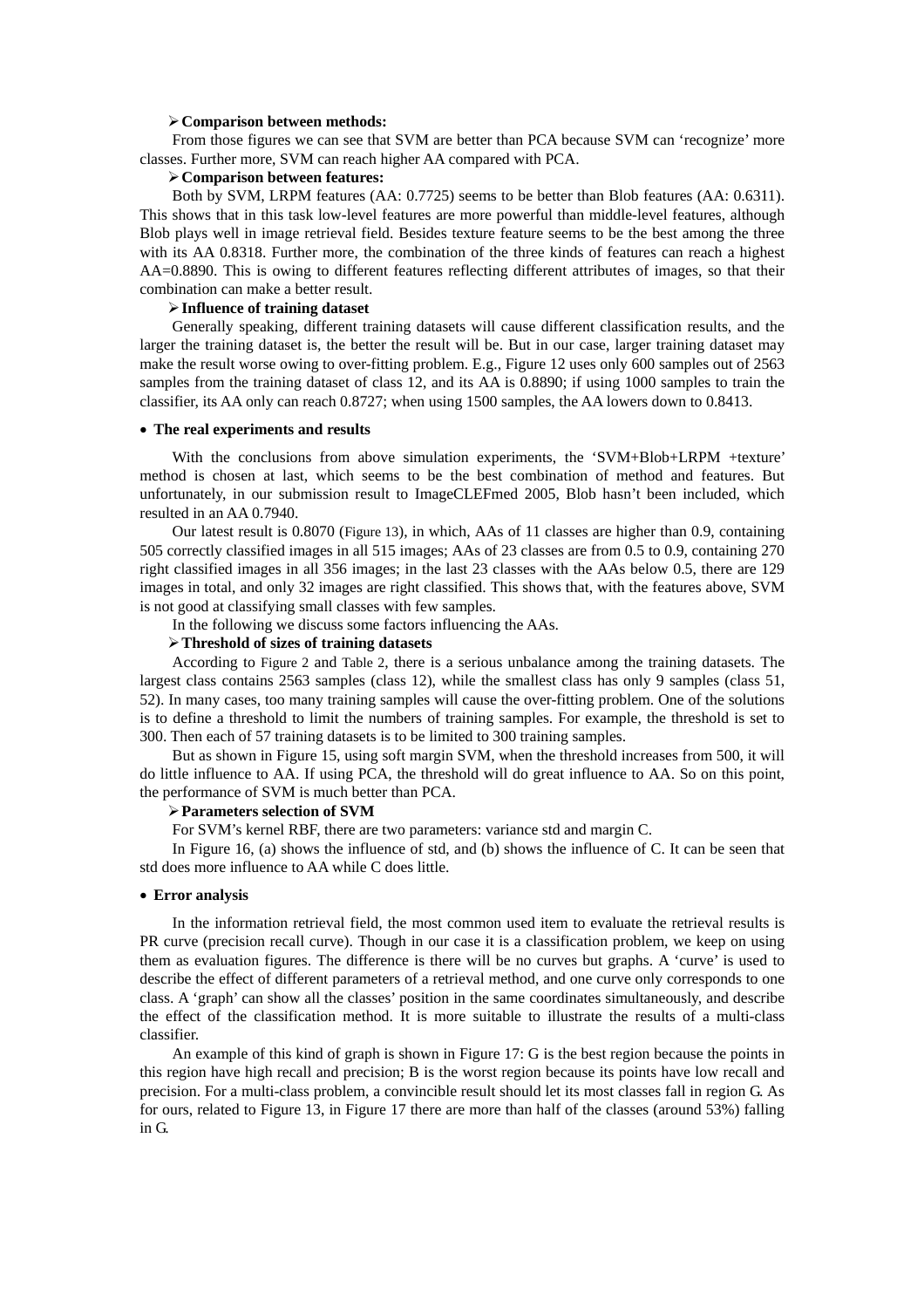➢ **Comparison between methods:**

From those figures we can see that SVM are better than PCA because SVM can 'recognize' more classes. Further more, SVM can reach higher AA compared with PCA.

➢ **Comparison between features:**

Both by SVM, LRPM features (AA: 0.7725) seems to be better than Blob features (AA: 0.6311). This shows that in this task low-level features are more powerful than middle-level features, although Blob plays well in image retrieval field. Besides texture feature seems to be the best among the three with its AA 0.8318. Further more, the combination of the three kinds of features can reach a highest AA=0.8890. This is owing to different features reflecting different attributes of images, so that their combination can make a better result.

➢ **Influence of training dataset**

Generally speaking, different training datasets will cause different classification results, and the larger the training dataset is, the better the result will be. But in our case, larger training dataset may make the result worse owing to over-fitting problem. E.g., Figure 12 uses only 600 samples out of 2563 samples from the training dataset of class 12, and its AA is 0.8890; if using 1000 samples to train the classifier, its AA only can reach 0.8727; when using 1500 samples, the AA lowers down to 0.8413.

- **The real experiments and results**

With the conclusions from above simulation experiments, the 'SVM+Blob+LRPM +texture' method is chosen at last, which seems to be the best combination of method and features. But unfortunately, in our submission result to ImageCLEFmed 2005, Blob hasn't been included, which resulted in an AA 0.7940.

Our latest result is 0.8070 (Figure 13), in which, AAs of 11 classes are higher than 0.9, containing 505 correctly classified images in all 515 images; AAs of 23 classes are from 0.5 to 0.9, containing 270 right classified images in all 356 images; in the last 23 classes with the AAs below 0.5, there are 129 images in total, and only 32 images are right classified. This shows that, with the features above, SVM is not good at classifying small classes with few samples.

In the following we discuss some factors influencing the AAs.

➢ **Threshold of sizes of training datasets**

According to Figure 2 and Table 2, there is a serious unbalance among the training datasets. The largest class contains 2563 samples (class 12), while the smallest class has only 9 samples (class 51, 52). In many cases, too many training samples will cause the over-fitting problem. One of the solutions is to define a threshold to limit the numbers of training samples. For example, the threshold is set to 300. Then each of 57 training datasets is to be limited to 300 training samples.

But as shown in Figure 15, using soft margin SVM, when the threshold increases from 500, it will do little influence to AA. If using PCA, the threshold will do great influence to AA. So on this point, the performance of SVM is much better than PCA.

➢ **Parameters selection of SVM**

For SVM's kernel RBF, there are two parameters: variance std and margin C.

In Figure 16, (a) shows the influence of std, and (b) shows the influence of C. It can be seen that std does more influence to AA while C does little.

- **Error analysis**

In the information retrieval field, the most common used item to evaluate the retrieval results is PR curve (precision recall curve). Though in our case it is a classification problem, we keep on using them as evaluation figures. The difference is there will be no curves but graphs. A 'curve' is used to describe the effect of different parameters of a retrieval method, and one curve only corresponds to one class. A 'graph' can show all the classes' position in the same coordinates simultaneously, and describe the effect of the classification method. It is more suitable to illustrate the results of a multi-class classifier.

An example of this kind of graph is shown in Figure 17: G is the best region because the points in this region have high recall and precision; B is the worst region because its points have low recall and precision. For a multi-class problem, a convincible result should let its most classes fall in region G. As for ours, related to Figure 13, in Figure 17 there are more than half of the classes (around 53%) falling in G.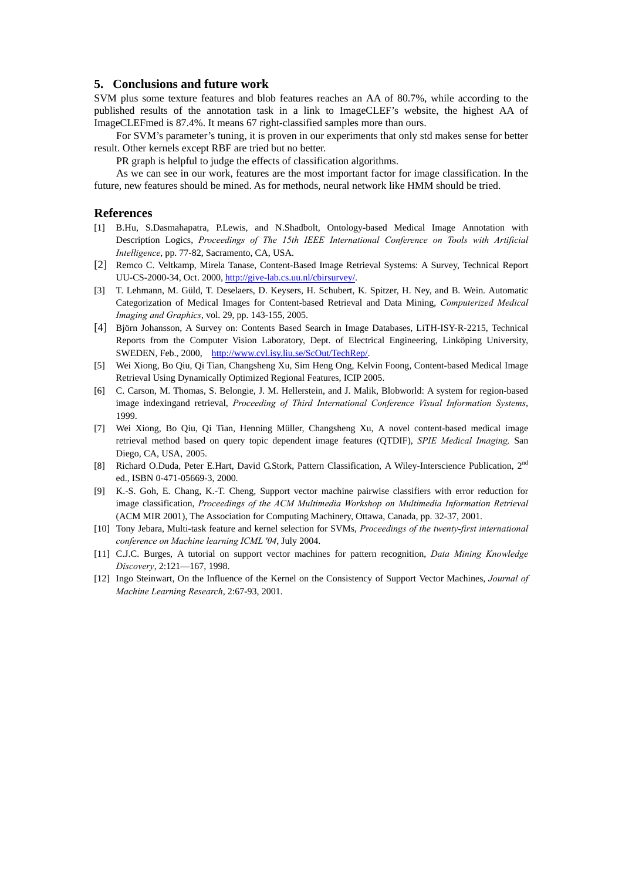## 5. Conclusions and future work

SVM plus some texture features and blob features reaches an AA of 80.7%, while according to the published results of the annotation task in a link to ImageCLEF's website, the highest AA of ImageCLEFmed is 87.4%. It means 67 right-classified samples more than ours.

For SVM's parameter's tuning, it is proven in our experiments that only std makes sense for better result. Other kernels except RBF are tried but no better.

PR graph is helpful to judge the effects of classification algorithms.

As we can see in our work, features are the most important factor for image classification. In the future, new features should be mined. As for methods, neural network like HMM should be tried.

## References

[1] B.Hu, S.Dasmahapatra, P.Lewis, and N.Shadbolt, Ontology-based Medical Image Annotation with Description Logics, *Proceedings of The 15th IEEE International Conference on Tools with Artificial Intelligence*, pp. 77-82, Sacramento, CA, USA.

[2] Remco C. Veltkamp, Mirela Tanase, Content-Based Image Retrieval Systems: A Survey, Technical Report UU-CS-2000-34, Oct. 2000, http://give-lab.cs.uu.nl/cbirsurvey/.

[3] T. Lehmann, M. Güld, T. Deselaers, D. Keysers, H. Schubert, K. Spitzer, H. Ney, and B. Wein. Automatic Categorization of Medical Images for Content-based Retrieval and Data Mining, *Computerized Medical Imaging and Graphics*, vol. 29, pp. 143-155, 2005.

[4] Björn Johansson, A Survey on: Contents Based Search in Image Databases, LiTH-ISY-R-2215, Technical Reports from the Computer Vision Laboratory, Dept. of Electrical Engineering, Linköping University, SWEDEN, Feb., 2000, http://www.cvl.isy.liu.se/ScOut/TechRep/.

[5] Wei Xiong, Bo Qiu, Qi Tian, Changsheng Xu, Sim Heng Ong, Kelvin Foong, Content-based Medical Image Retrieval Using Dynamically Optimized Regional Features, ICIP 2005.

[6] C. Carson, M. Thomas, S. Belongie, J. M. Hellerstein, and J. Malik, Blobworld: A system for region-based image indexingand retrieval, *Proceeding of Third International Conference Visual Information Systems*, 1999.

[7] Wei Xiong, Bo Qiu, Qi Tian, Henning Müller, Changsheng Xu, A novel content-based medical image retrieval method based on query topic dependent image features (QTDIF), *SPIE Medical Imaging,* San Diego, CA, USA, 2005.

[8] Richard O.Duda, Peter E.Hart, David G.Stork, Pattern Classification, A Wiley-Interscience Publication, 2nd ed., ISBN 0-471-05669-3, 2000.

[9] K.-S. Goh, E. Chang, K.-T. Cheng, Support vector machine pairwise classifiers with error reduction for image classification, *Proceedings of the ACM Multimedia Workshop on Multimedia Information Retrieval* (ACM MIR 2001), The Association for Computing Machinery, Ottawa, Canada, pp. 32-37, 2001.

[10] Tony Jebara, Multi-task feature and kernel selection for SVMs, *Proceedings of the twenty-first international conference on Machine learning ICML '04*, July 2004.

[11] C.J.C. Burges, A tutorial on support vector machines for pattern recognition, *Data Mining Knowledge Discovery*, 2:121—167, 1998.

[12] Ingo Steinwart, On the Influence of the Kernel on the Consistency of Support Vector Machines, *Journal of Machine Learning Research*, 2:67-93, 2001.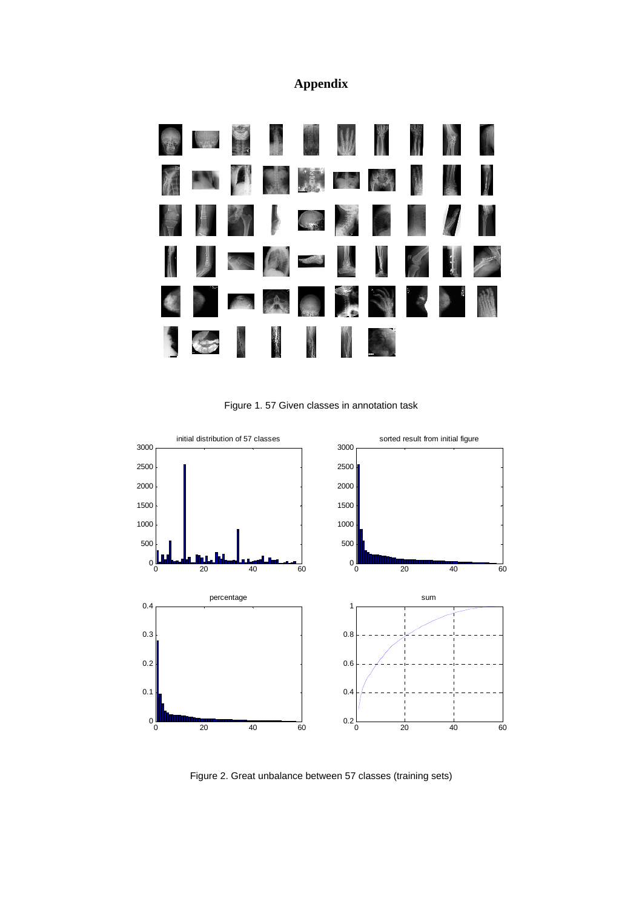# Appendix

Figure 1. 57 Given classes in annotation task

Figure 2. Great unbalance between 57 classes (training sets)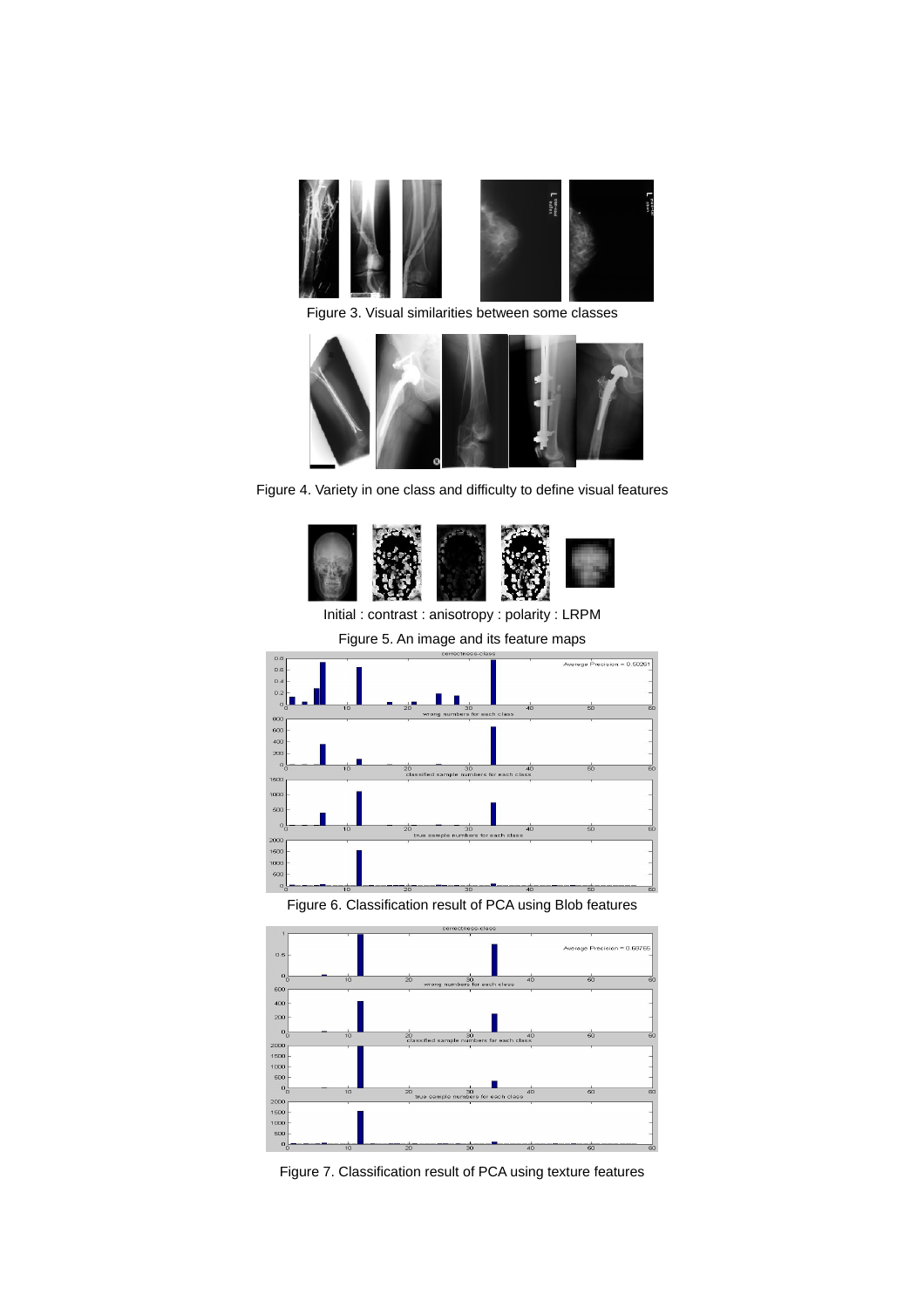Figure 3. Visual similarities between some classes

Figure 4. Variety in one class and difficulty to define visual features

Initial : contrast : anisotropy : polarity : LRPM

Figure 5. An image and its feature maps

Figure 6. Classification result of PCA using Blob features

Figure 7. Classification result of PCA using texture features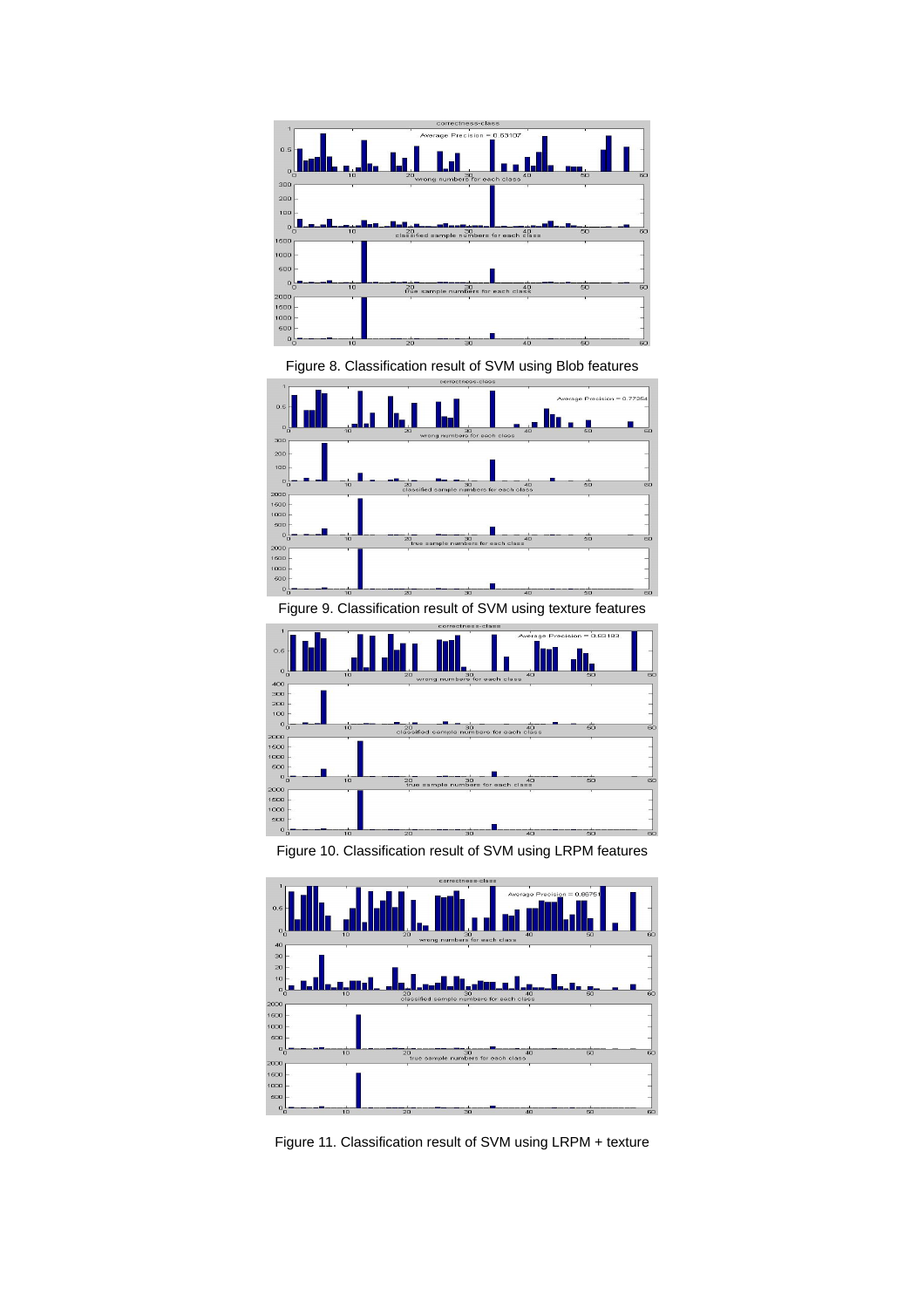Figure 8. Classification result of SVM using Blob features

Figure 9. Classification result of SVM using texture features

Figure 10. Classification result of SVM using LRPM features

Figure 11. Classification result of SVM using LRPM + texture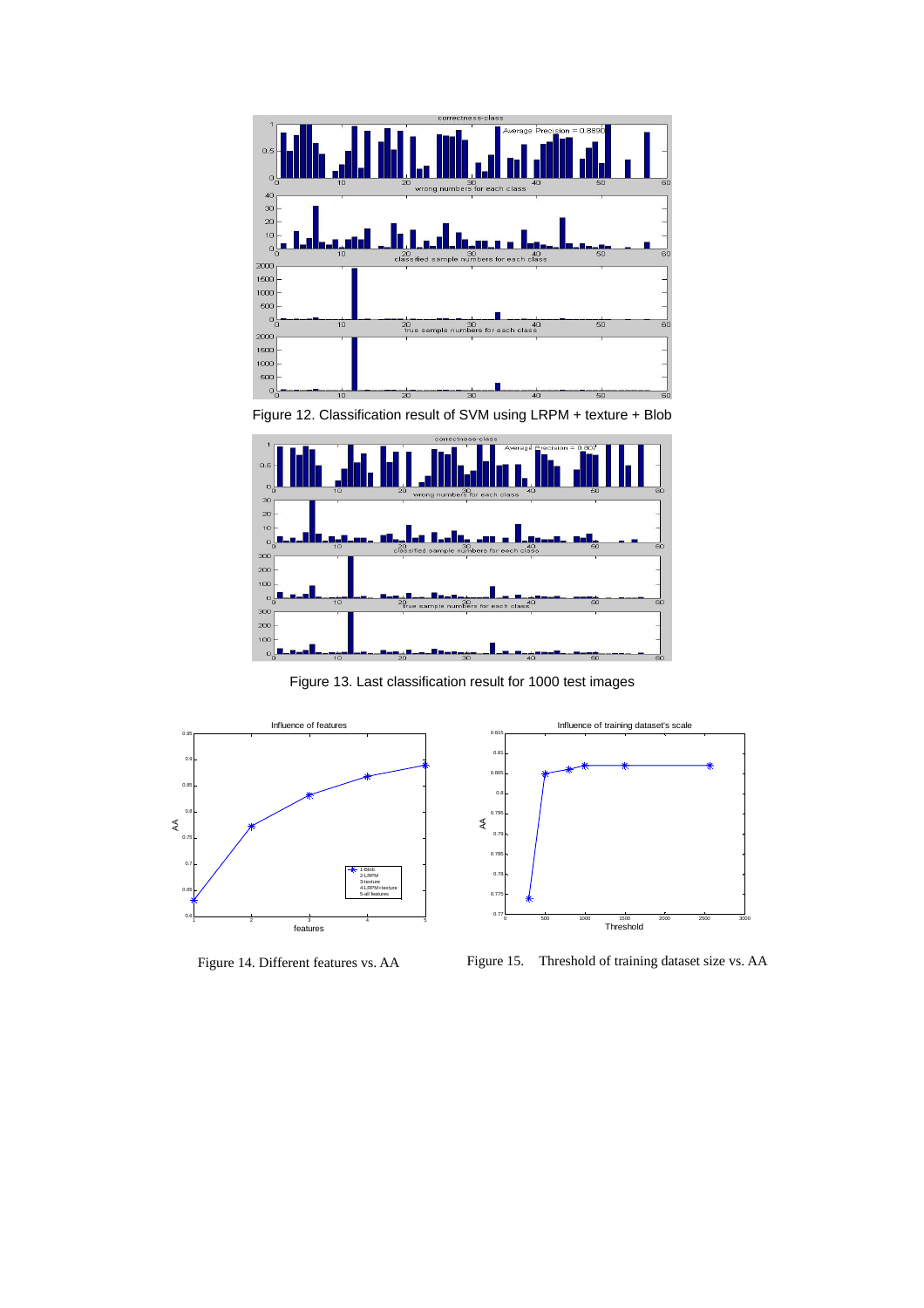Figure 12. Classification result of SVM using LRPM + texture + Blob

Figure 13. Last classification result for 1000 test images

Figure 14. Different features vs. AA

Figure 15. Threshold of training dataset size vs. AA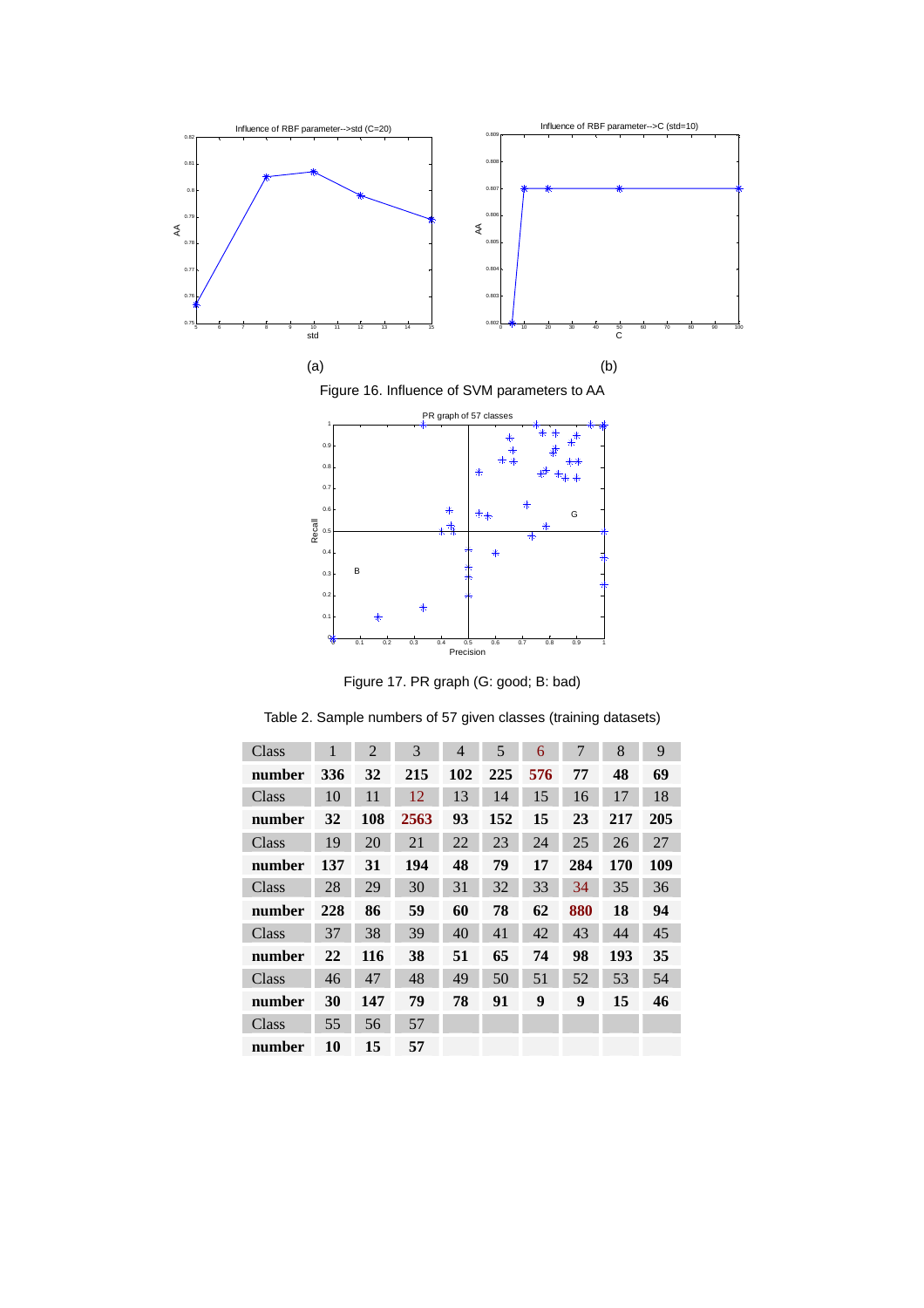Influence of RBF parameter-->std (C=20)

AA

std

Influence of RBF parameter-->C (std=10)

AA

C

(a)

(b)

Figure 16. Influence of SVM parameters to AA

PR graph of 57 classes

Recall

Precision

G

B

Figure 17. PR graph (G: good; B: bad)

Table 2. Sample numbers of 57 given classes (training datasets)

| | | | | | | | | | |
|---|---|---|---|---|---|---|---|---|---|
| Class | 1 | 2 | 3 | 4 | 5 | 6 | 7 | 8 | 9 |
| **number** | **336** | **32** | **215** | **102** | **225** | **576** | **77** | **48** | **69** |
| Class | 10 | 11 | 12 | 13 | 14 | 15 | 16 | 17 | 18 |
| **number** | **32** | **108** | **2563** | **93** | **152** | **15** | **23** | **217** | **205** |
| Class | 19 | 20 | 21 | 22 | 23 | 24 | 25 | 26 | 27 |
| **number** | **137** | **31** | **194** | **48** | **79** | **17** | **284** | **170** | **109** |
| Class | 28 | 29 | 30 | 31 | 32 | 33 | 34 | 35 | 36 |
| **number** | **228** | **86** | **59** | **60** | **78** | **62** | **880** | **18** | **94** |
| Class | 37 | 38 | 39 | 40 | 41 | 42 | 43 | 44 | 45 |
| **number** | **22** | **116** | **38** | **51** | **65** | **74** | **98** | **193** | **35** |
| Class | 46 | 47 | 48 | 49 | 50 | 51 | 52 | 53 | 54 |
| **number** | **30** | **147** | **79** | **78** | **91** | **9** | **9** | **15** | **46** |
| Class | 55 | 56 | 57 | | | | | | |
| **number** | **10** | **15** | **57** | | | | | | |